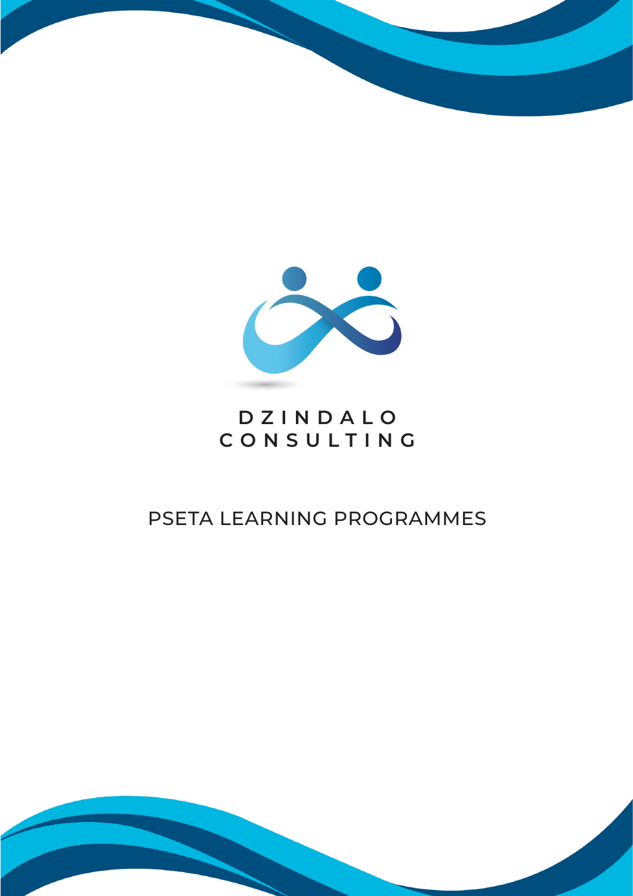DZINDALO
CONSULTING

# PSETA LEARNING PROGRAMMES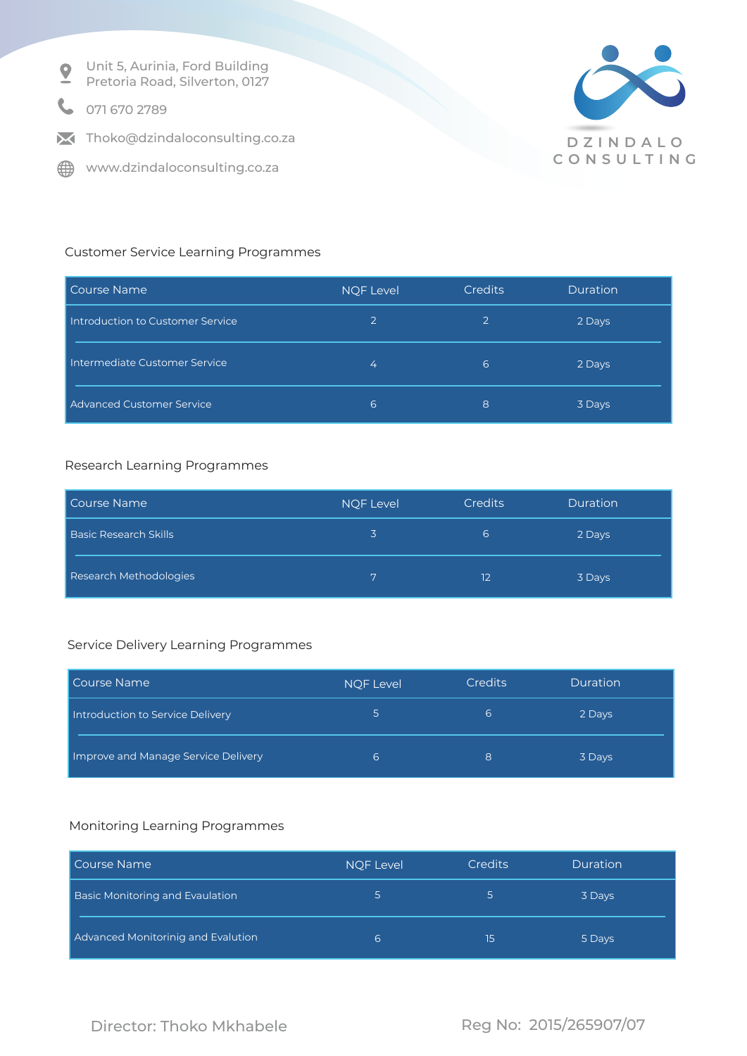Unit 5, Aurinia, Ford Building
Pretoria Road, Silverton, 0127

071 670 2789

Thoko@dzindaloconsulting.co.za

www.dzindaloconsulting.co.za

DZINDALO CONSULTING

## Customer Service Learning Programmes

| Course Name | NQF Level | Credits | Duration |
|---|---|---|---|
| Introduction to Customer Service | 2 | 2 | 2 Days |
| Intermediate Customer Service | 4 | 6 | 2 Days |
| Advanced Customer Service | 6 | 8 | 3 Days |

## Research Learning Programmes

| Course Name | NQF Level | Credits | Duration |
|---|---|---|---|
| Basic Research Skills | 3 | 6 | 2 Days |
| Research Methodologies | 7 | 12 | 3 Days |

## Service Delivery Learning Programmes

| Course Name | NQF Level | Credits | Duration |
|---|---|---|---|
| Introduction to Service Delivery | 5 | 6 | 2 Days |
| Improve and Manage Service Delivery | 6 | 8 | 3 Days |

## Monitoring Learning Programmes

| Course Name | NQF Level | Credits | Duration |
|---|---|---|---|
| Basic Monitoring and Evaulation | 5 | 5 | 3 Days |
| Advanced Monitorinig and Evalution | 6 | 15 | 5 Days |

Director: Thoko Mkhabele

Reg No: 2015/265907/07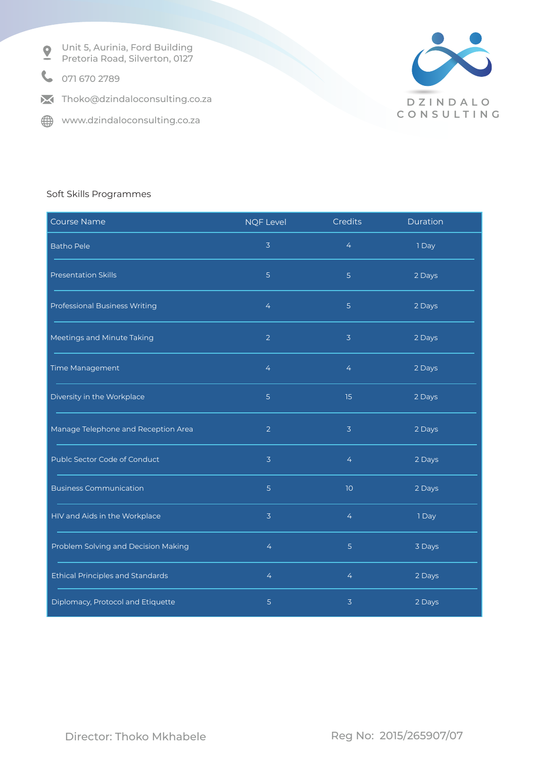Unit 5, Aurinia, Ford Building
Pretoria Road, Silverton, 0127

071 670 2789

Thoko@dzindaloconsulting.co.za

www.dzindaloconsulting.co.za

DZINDALO CONSULTING

Soft Skills Programmes

| Course Name | NQF Level | Credits | Duration |
|---|---|---|---|
| Batho Pele | 3 | 4 | 1 Day |
| Presentation Skills | 5 | 5 | 2 Days |
| Professional Business Writing | 4 | 5 | 2 Days |
| Meetings and Minute Taking | 2 | 3 | 2 Days |
| Time Management | 4 | 4 | 2 Days |
| Diversity in the Workplace | 5 | 15 | 2 Days |
| Manage Telephone and Reception Area | 2 | 3 | 2 Days |
| Publc Sector Code of Conduct | 3 | 4 | 2 Days |
| Business Communication | 5 | 10 | 2 Days |
| HIV and Aids in the Workplace | 3 | 4 | 1 Day |
| Problem Solving and Decision Making | 4 | 5 | 3 Days |
| Ethical Principles and Standards | 4 | 4 | 2 Days |
| Diplomacy, Protocol and Etiquette | 5 | 3 | 2 Days |

Director: Thoko Mkhabele

Reg No: 2015/265907/07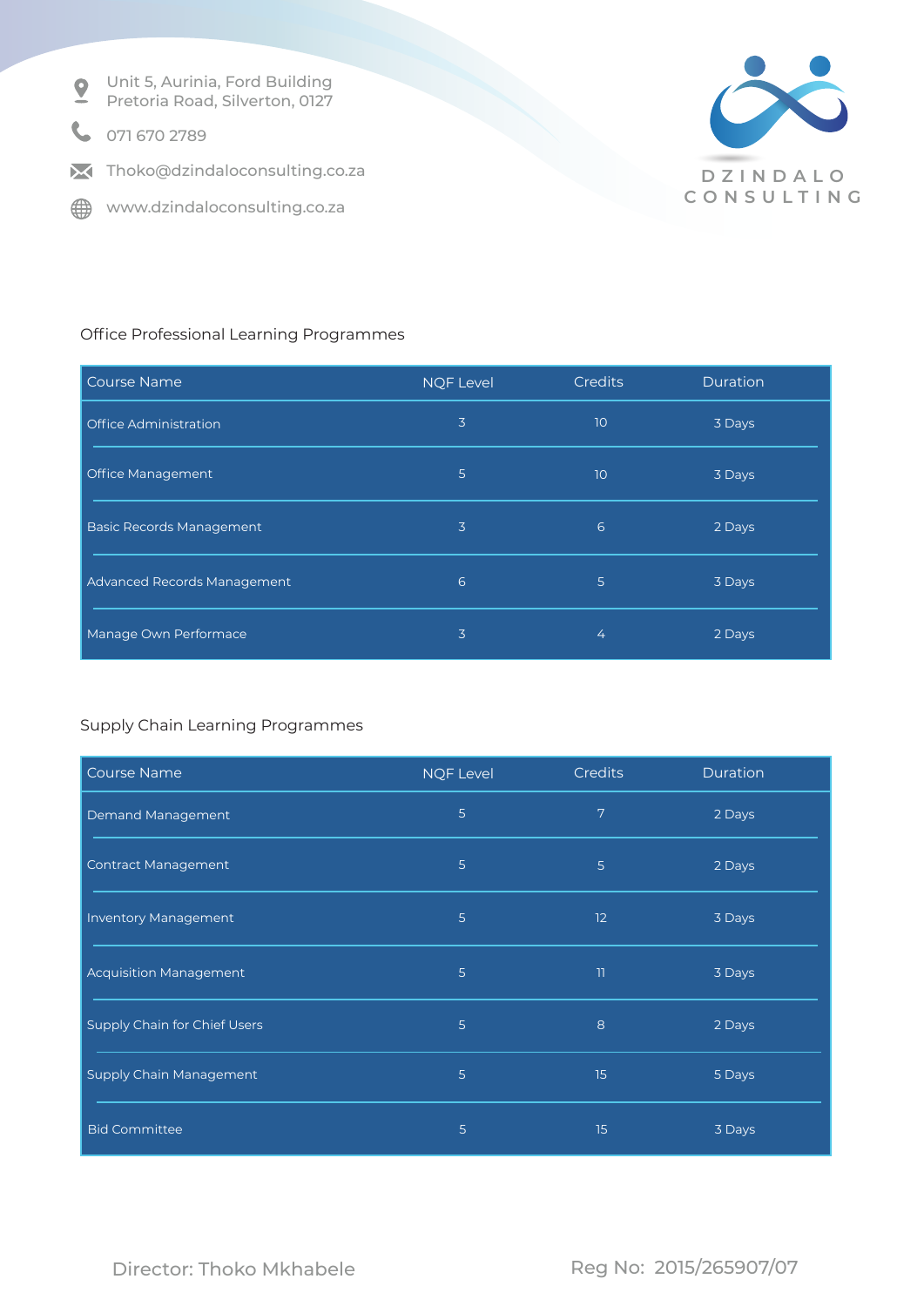Unit 5, Aurinia, Ford Building
Pretoria Road, Silverton, 0127

071 670 2789

Thoko@dzindaloconsulting.co.za

www.dzindaloconsulting.co.za

DZINDALO CONSULTING

## Office Professional Learning Programmes

| Course Name | NQF Level | Credits | Duration |
|---|---|---|---|
| Office Administration | 3 | 10 | 3 Days |
| Office Management | 5 | 10 | 3 Days |
| Basic Records Management | 3 | 6 | 2 Days |
| Advanced Records Management | 6 | 5 | 3 Days |
| Manage Own Performace | 3 | 4 | 2 Days |

## Supply Chain Learning Programmes

| Course Name | NQF Level | Credits | Duration |
|---|---|---|---|
| Demand Management | 5 | 7 | 2 Days |
| Contract Management | 5 | 5 | 2 Days |
| Inventory Management | 5 | 12 | 3 Days |
| Acquisition Management | 5 | 11 | 3 Days |
| Supply Chain for Chief Users | 5 | 8 | 2 Days |
| Supply Chain Management | 5 | 15 | 5 Days |
| Bid Committee | 5 | 15 | 3 Days |

Director: Thoko Mkhabele

Reg No: 2015/265907/07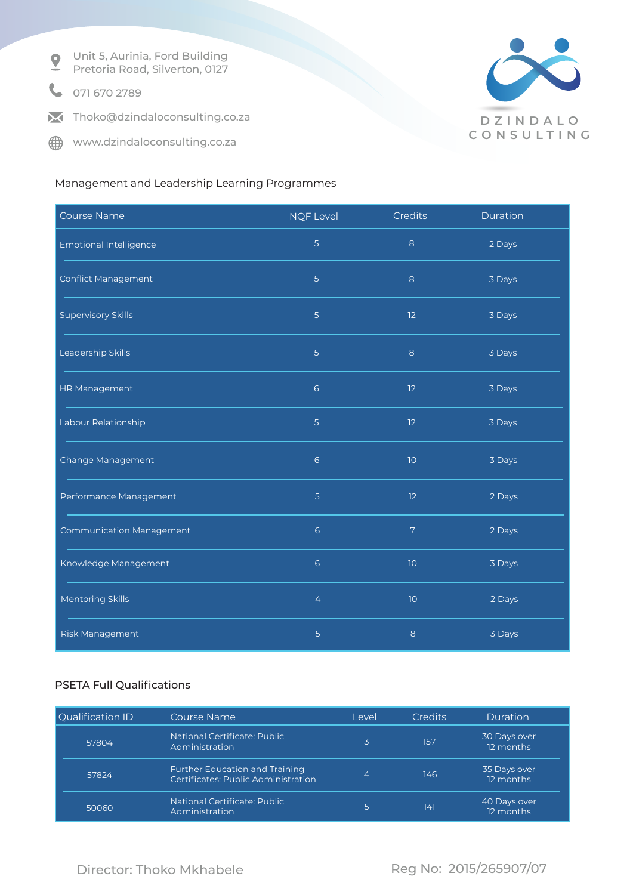Unit 5, Aurinia, Ford Building
Pretoria Road, Silverton, 0127

071 670 2789

Thoko@dzindaloconsulting.co.za

www.dzindaloconsulting.co.za

DZINDALO CONSULTING

Management and Leadership Learning Programmes

| Course Name | NQF Level | Credits | Duration |
|---|---|---|---|
| Emotional Intelligence | 5 | 8 | 2 Days |
| Conflict Management | 5 | 8 | 3 Days |
| Supervisory Skills | 5 | 12 | 3 Days |
| Leadership Skills | 5 | 8 | 3 Days |
| HR Management | 6 | 12 | 3 Days |
| Labour Relationship | 5 | 12 | 3 Days |
| Change Management | 6 | 10 | 3 Days |
| Performance Management | 5 | 12 | 2 Days |
| Communication Management | 6 | 7 | 2 Days |
| Knowledge Management | 6 | 10 | 3 Days |
| Mentoring Skills | 4 | 10 | 2 Days |
| Risk Management | 5 | 8 | 3 Days |

PSETA Full Qualifications

| Qualification ID | Course Name | Level | Credits | Duration |
|---|---|---|---|---|
| 57804 | National Certificate: Public Administration | 3 | 157 | 30 Days over 12 months |
| 57824 | Further Education and Training Certificates: Public Administration | 4 | 146 | 35 Days over 12 months |
| 50060 | National Certificate: Public Administration | 5 | 141 | 40 Days over 12 months |

Director: Thoko Mkhabele

Reg No: 2015/265907/07